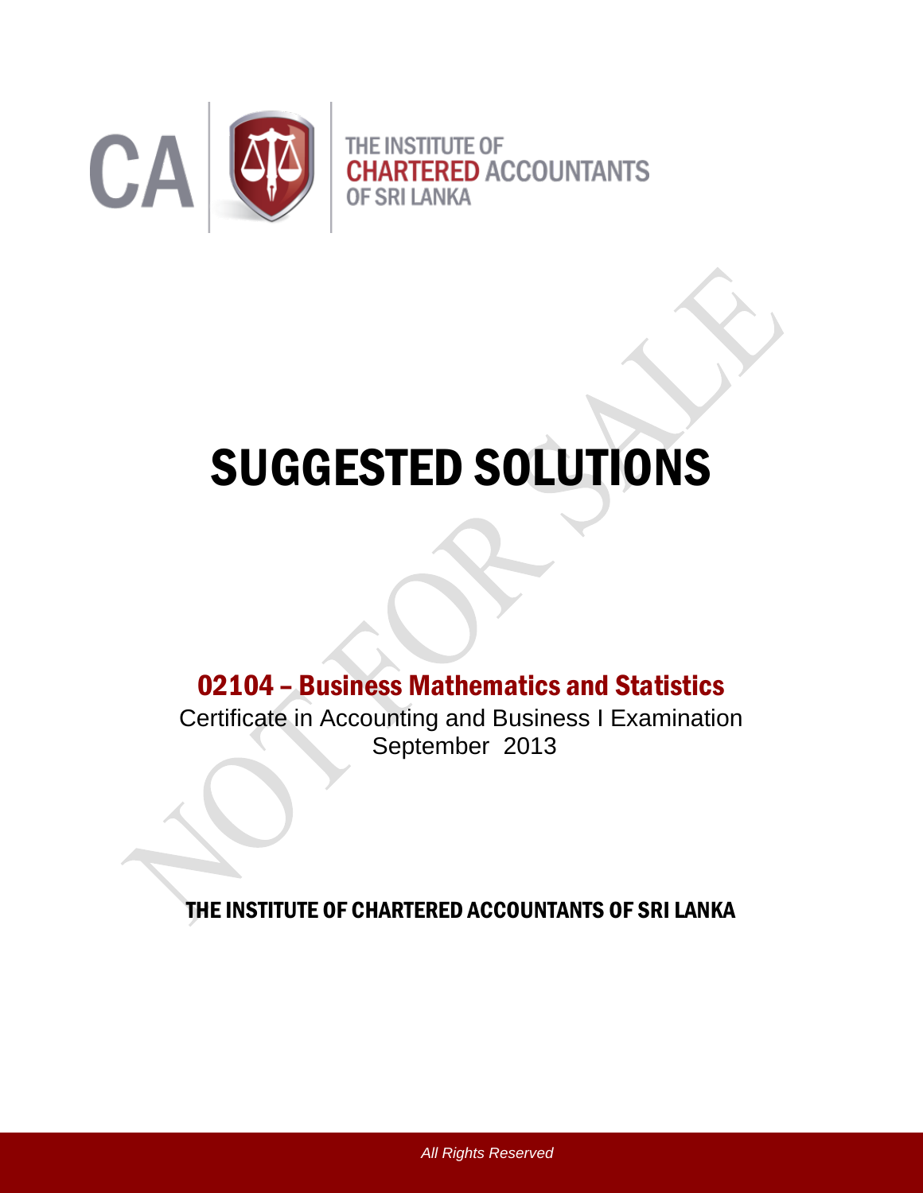CA

THE INSTITUTE OF
CHARTERED ACCOUNTANTS
OF SRI LANKA

# SUGGESTED SOLUTIONS

## 02104 – Business Mathematics and Statistics

Certificate in Accounting and Business I Examination

September 2013

**THE INSTITUTE OF CHARTERED ACCOUNTANTS OF SRI LANKA**

*All Rights Reserved*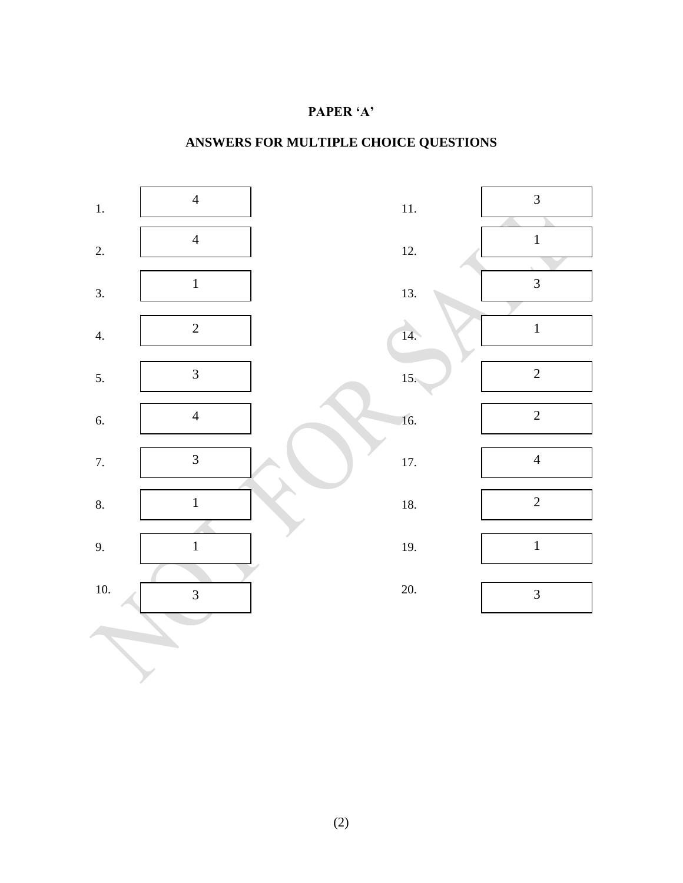**PAPER ‘A’**

**ANSWERS FOR MULTIPLE CHOICE QUESTIONS**

| No. | Answer | No. | Answer |
|---|---|---|---|
| 1. | 4 | 11. | 3 |
| 2. | 4 | 12. | 1 |
| 3. | 1 | 13. | 3 |
| 4. | 2 | 14. | 1 |
| 5. | 3 | 15. | 2 |
| 6. | 4 | 16. | 2 |
| 7. | 3 | 17. | 4 |
| 8. | 1 | 18. | 2 |
| 9. | 1 | 19. | 1 |
| 10. | 3 | 20. | 3 |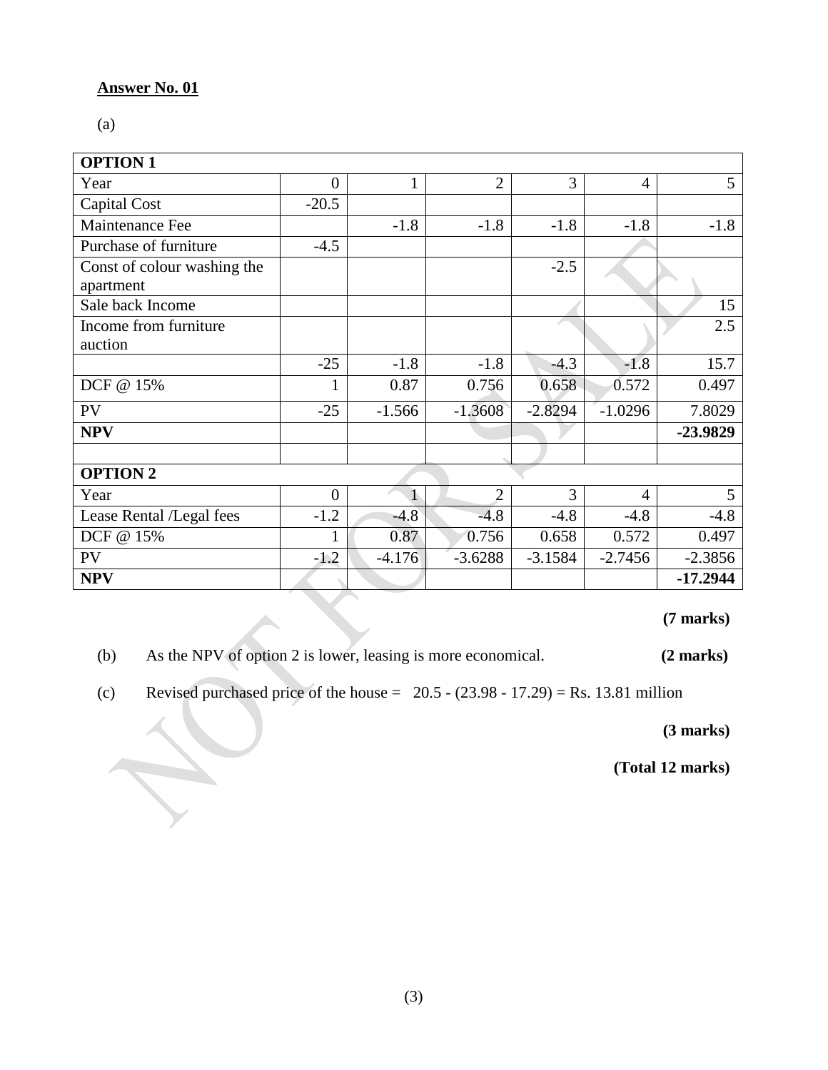**<u>Answer No. 01</u>**

(a)

| **OPTION 1** | | | | | | |
|---|---|---|---|---|---|---|
| Year | 0 | 1 | 2 | 3 | 4 | 5 |
| Capital Cost | -20.5 | | | | | |
| Maintenance Fee | | -1.8 | -1.8 | -1.8 | -1.8 | -1.8 |
| Purchase of furniture | -4.5 | | | | | |
| Const of colour washing the apartment | | | | -2.5 | | |
| Sale back Income | | | | | | 15 |
| Income from furniture auction | | | | | | 2.5 |
| | -25 | -1.8 | -1.8 | -4.3 | -1.8 | 15.7 |
| DCF @ 15% | 1 | 0.87 | 0.756 | 0.658 | 0.572 | 0.497 |
| PV | -25 | -1.566 | -1.3608 | -2.8294 | -1.0296 | 7.8029 |
| **NPV** | | | | | | **-23.9829** |
| | | | | | | |
| **OPTION 2** | | | | | | |
| Year | 0 | 1 | 2 | 3 | 4 | 5 |
| Lease Rental /Legal fees | -1.2 | -4.8 | -4.8 | -4.8 | -4.8 | -4.8 |
| DCF @ 15% | 1 | 0.87 | 0.756 | 0.658 | 0.572 | 0.497 |
| PV | -1.2 | -4.176 | -3.6288 | -3.1584 | -2.7456 | -2.3856 |
| **NPV** | | | | | | **-17.2944** |

**(7 marks)**

(b) As the NPV of option 2 is lower, leasing is more economical. **(2 marks)**

(c) Revised purchased price of the house = 20.5 - (23.98 - 17.29) = Rs. 13.81 million

**(3 marks)**

**(Total 12 marks)**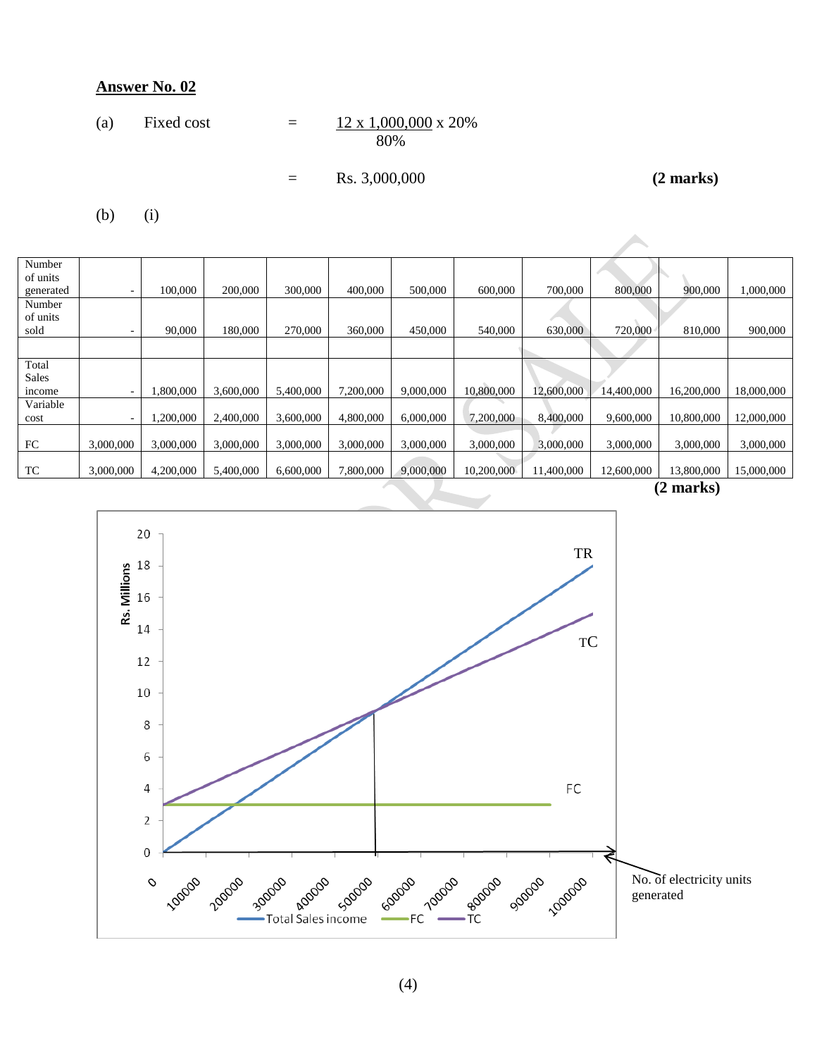## Answer No. 02

(a) Fixed cost = $\frac{12 \times 1{,}000{,}000}{80\%} \times 20\%$

= Rs. 3,000,000 **(2 marks)**

(b) (i)

| Number of units generated | - | 100,000 | 200,000 | 300,000 | 400,000 | 500,000 | 600,000 | 700,000 | 800,000 | 900,000 | 1,000,000 |
|---|---|---|---|---|---|---|---|---|---|---|---|
| Number of units sold | - | 90,000 | 180,000 | 270,000 | 360,000 | 450,000 | 540,000 | 630,000 | 720,000 | 810,000 | 900,000 |
| | | | | | | | | | | | |
| Total Sales income | - | 1,800,000 | 3,600,000 | 5,400,000 | 7,200,000 | 9,000,000 | 10,800,000 | 12,600,000 | 14,400,000 | 16,200,000 | 18,000,000 |
| Variable cost | - | 1,200,000 | 2,400,000 | 3,600,000 | 4,800,000 | 6,000,000 | 7,200,000 | 8,400,000 | 9,600,000 | 10,800,000 | 12,000,000 |
| FC | 3,000,000 | 3,000,000 | 3,000,000 | 3,000,000 | 3,000,000 | 3,000,000 | 3,000,000 | 3,000,000 | 3,000,000 | 3,000,000 | 3,000,000 |
| TC | 3,000,000 | 4,200,000 | 5,400,000 | 6,600,000 | 7,800,000 | 9,000,000 | 10,200,000 | 11,400,000 | 12,600,000 | 13,800,000 | 15,000,000 |

**(2 marks)**

[Chart: Rs. Millions (y-axis, 0–20) vs. No. of electricity units generated (x-axis, 0–1000000); lines: TR (Total Sales income), TC, FC]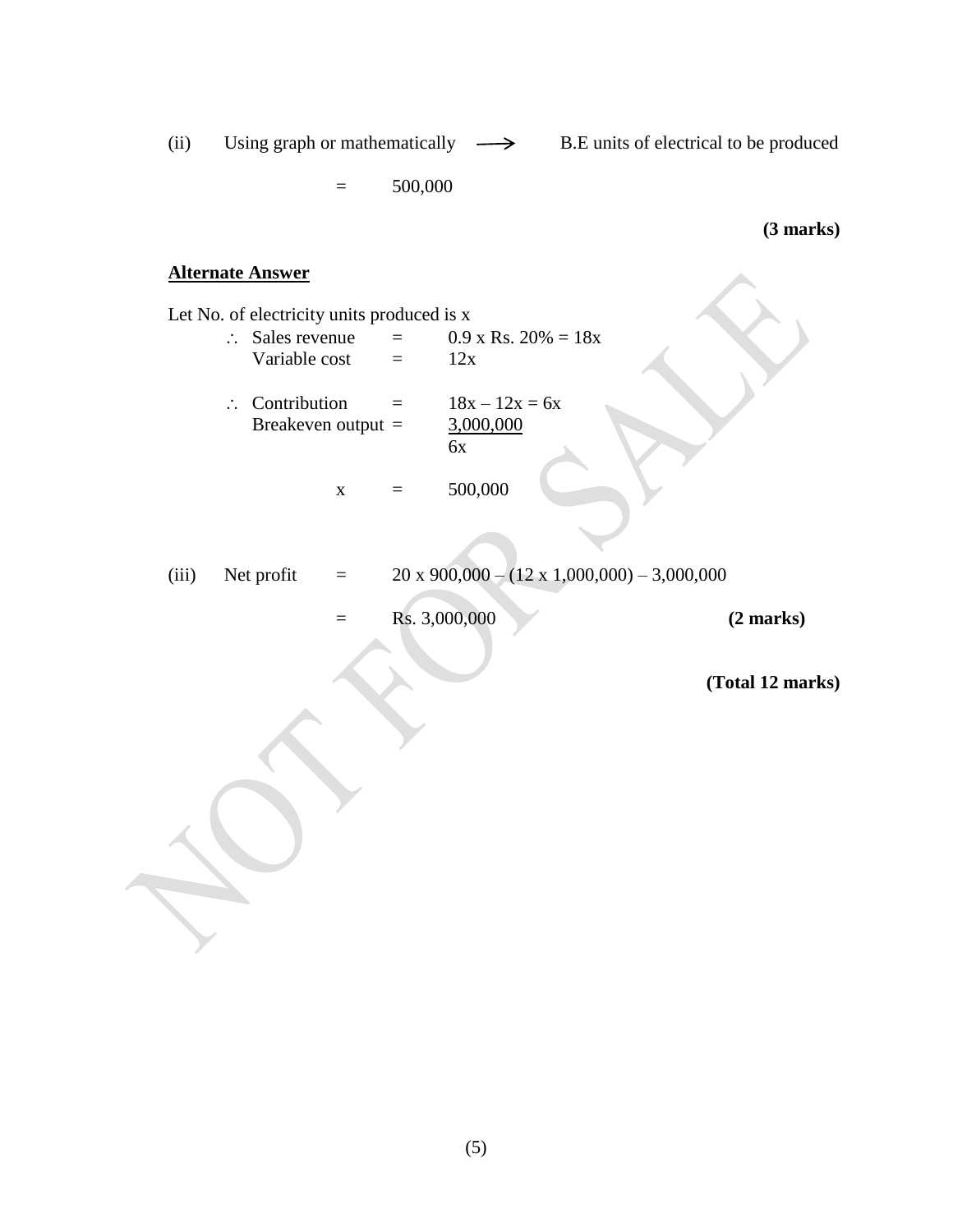(ii) Using graph or mathematically $\longrightarrow$ B.E units of electrical to be produced

= 500,000

**(3 marks)**

**<u>Alternate Answer</u>**

Let No. of electricity units produced is x

$\therefore$ Sales revenue = 0.9 x Rs. 20% = 18x

Variable cost = 12x

$\therefore$ Contribution = 18x – 12x = 6x

Breakeven output = $\frac{3,000,000}{6x}$

x = 500,000

(iii) Net profit = 20 x 900,000 – (12 x 1,000,000) – 3,000,000

= Rs. 3,000,000 **(2 marks)**

**(Total 12 marks)**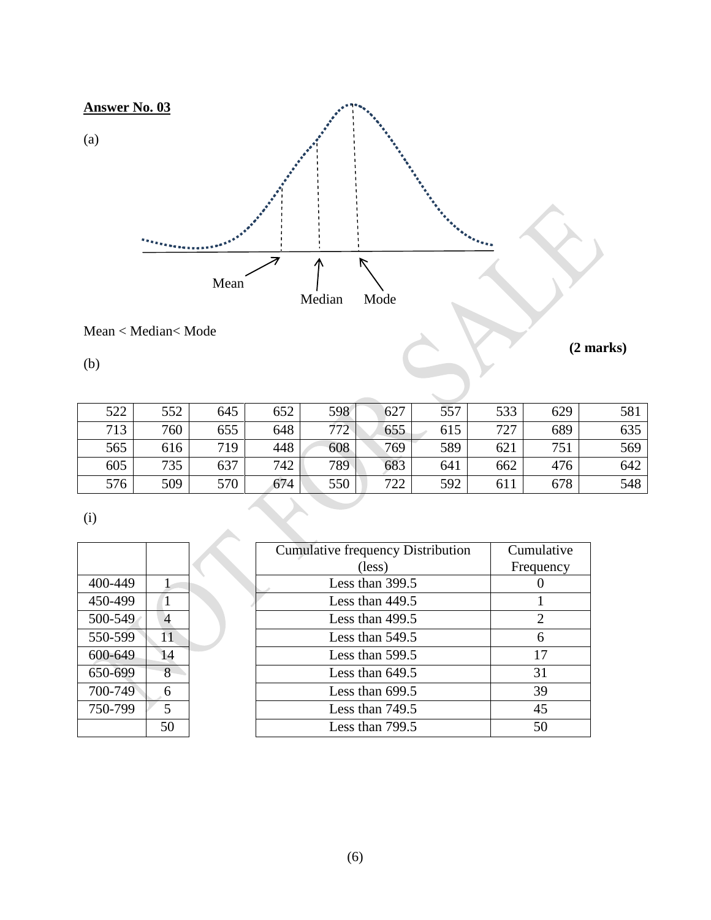**Answer No. 03**

(a)

Mean

Median Mode

Mean < Median< Mode

**(2 marks)**

(b)

| 522 | 552 | 645 | 652 | 598 | 627 | 557 | 533 | 629 | 581 |
|---|---|---|---|---|---|---|---|---|---|
| 713 | 760 | 655 | 648 | 772 | 655 | 615 | 727 | 689 | 635 |
| 565 | 616 | 719 | 448 | 608 | 769 | 589 | 621 | 751 | 569 |
| 605 | 735 | 637 | 742 | 789 | 683 | 641 | 662 | 476 | 642 |
| 576 | 509 | 570 | 674 | 550 | 722 | 592 | 611 | 678 | 548 |

(i)

| | |
|---|---|
| 400-449 | 1 |
| 450-499 | 1 |
| 500-549 | 4 |
| 550-599 | 11 |
| 600-649 | 14 |
| 650-699 | 8 |
| 700-749 | 6 |
| 750-799 | 5 |
| | 50 |

| Cumulative frequency Distribution (less) | Cumulative Frequency |
|---|---|
| Less than 399.5 | 0 |
| Less than 449.5 | 1 |
| Less than 499.5 | 2 |
| Less than 549.5 | 6 |
| Less than 599.5 | 17 |
| Less than 649.5 | 31 |
| Less than 699.5 | 39 |
| Less than 749.5 | 45 |
| Less than 799.5 | 50 |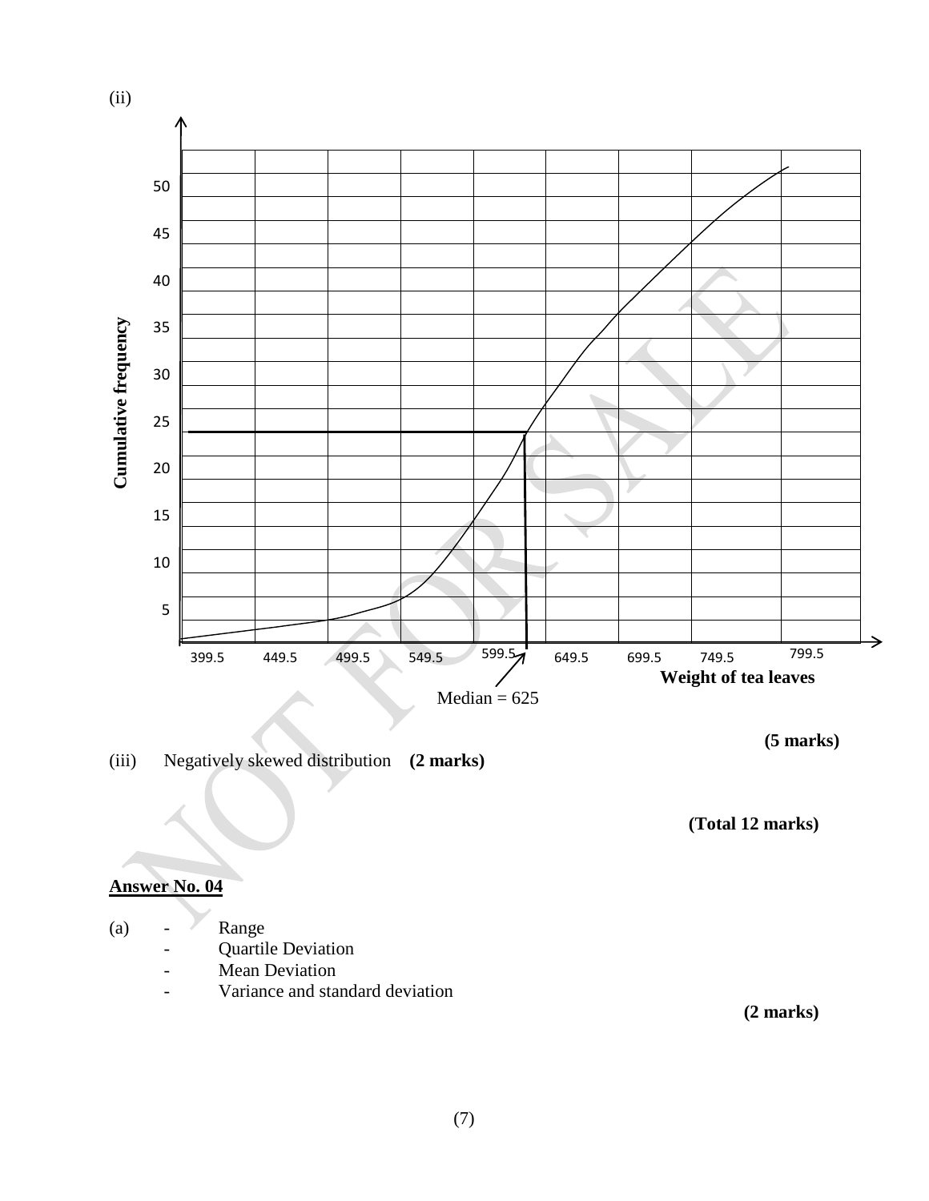(ii)

Cumulative frequency

Weight of tea leaves

399.5 449.5 499.5 549.5 599.5 649.5 699.5 749.5 799.5

Median = 625

**(5 marks)**

(iii) Negatively skewed distribution **(2 marks)**

**(Total 12 marks)**

## Answer No. 04

(a)

- Range
- Quartile Deviation
- Mean Deviation
- Variance and standard deviation

**(2 marks)**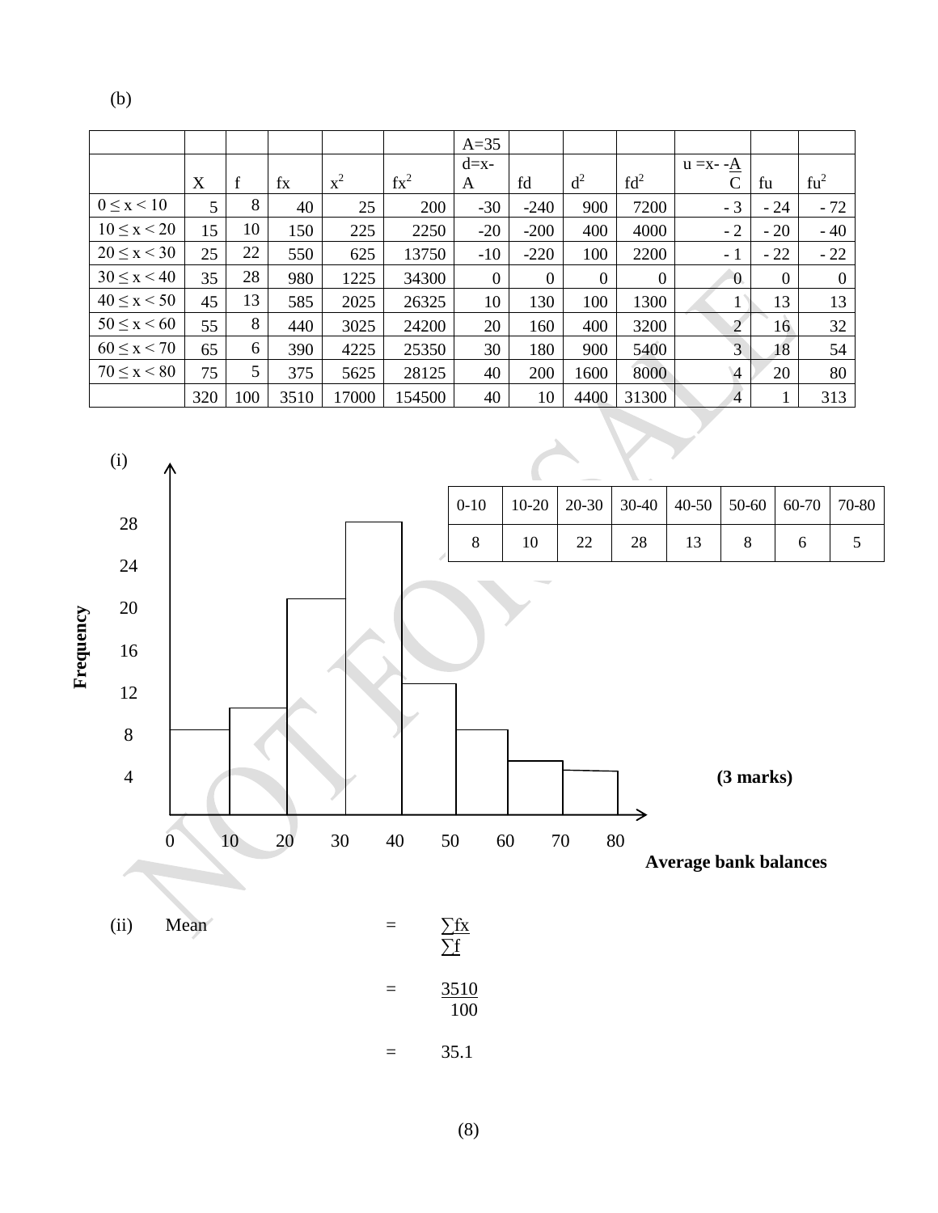(b)

| | X | f | fx | $x^2$ | $fx^2$ | A=35 $d=x-A$ | fd | $d^2$ | $fd^2$ | $u = \frac{x-A}{C}$ | fu | $fu^2$ |
|---|---|---|---|---|---|---|---|---|---|---|---|---|
| $0 \le x < 10$ | 5 | 8 | 40 | 25 | 200 | -30 | -240 | 900 | 7200 | - 3 | - 24 | - 72 |
| $10 \le x < 20$ | 15 | 10 | 150 | 225 | 2250 | -20 | -200 | 400 | 4000 | - 2 | - 20 | - 40 |
| $20 \le x < 30$ | 25 | 22 | 550 | 625 | 13750 | -10 | -220 | 100 | 2200 | - 1 | - 22 | - 22 |
| $30 \le x < 40$ | 35 | 28 | 980 | 1225 | 34300 | 0 | 0 | 0 | 0 | 0 | 0 | 0 |
| $40 \le x < 50$ | 45 | 13 | 585 | 2025 | 26325 | 10 | 130 | 100 | 1300 | 1 | 13 | 13 |
| $50 \le x < 60$ | 55 | 8 | 440 | 3025 | 24200 | 20 | 160 | 400 | 3200 | 2 | 16 | 32 |
| $60 \le x < 70$ | 65 | 6 | 390 | 4225 | 25350 | 30 | 180 | 900 | 5400 | 3 | 18 | 54 |
| $70 \le x < 80$ | 75 | 5 | 375 | 5625 | 28125 | 40 | 200 | 1600 | 8000 | 4 | 20 | 80 |
| | 320 | 100 | 3510 | 17000 | 154500 | 40 | 10 | 4400 | 31300 | 4 | 1 | 313 |

(i)

| 0-10 | 10-20 | 20-30 | 30-40 | 40-50 | 50-60 | 60-70 | 70-80 |
|---|---|---|---|---|---|---|---|
| 8 | 10 | 22 | 28 | 13 | 8 | 6 | 5 |

Frequency (vertical axis: 4, 8, 12, 16, 20, 24, 28)

Average bank balances (horizontal axis: 0, 10, 20, 30, 40, 50, 60, 70, 80)

**(3 marks)**

(ii) Mean $= \frac{\sum fx}{\sum f}$

$= \frac{3510}{100}$

$= 35.1$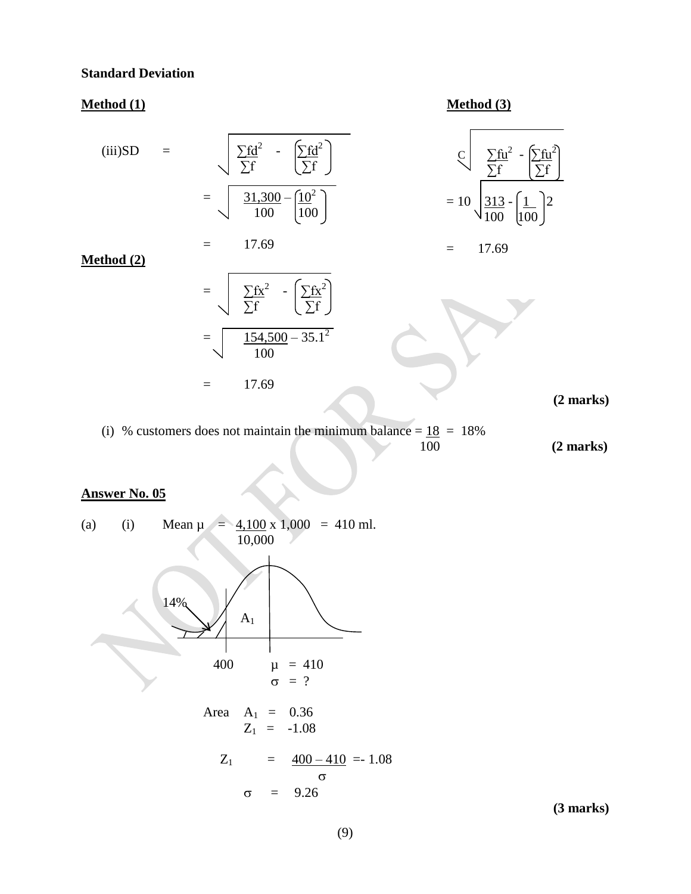**Standard Deviation**

**Method (1)**

$$\text{(iii)SD} = \sqrt{\frac{\sum fd^2}{\sum f} - \left(\frac{\sum fd}{\sum f}\right)^2}$$

$$= \sqrt{\frac{31{,}300}{100} - \left(\frac{10}{100}\right)^2}$$

$$= 17.69$$

**Method (2)**

$$= \sqrt{\frac{\sum fx^2}{\sum f} - \left(\frac{\sum fx}{\sum f}\right)^2}$$

$$= \sqrt{\frac{154{,}500}{100} - 35.1^2}$$

$$= 17.69$$

**Method (3)**

$$C\sqrt{\frac{\sum fu^2}{\sum f} - \left(\frac{\sum fu}{\sum f}\right)^2}$$

$$= 10\sqrt{\frac{313}{100} - \left(\frac{1}{100}\right)^2}$$

$$= 17.69$$

**(2 marks)**

(i) % customers does not maintain the minimum balance $= \frac{18}{100} = 18\%$ **(2 marks)**

**Answer No. 05**

(a) (i) Mean $\mu = \frac{4{,}100}{10{,}000} \times 1{,}000 = 410$ ml.

14% A₁

400 $\mu = 410$

$\sigma = ?$

Area $A_1 = 0.36$

$Z_1 = -1.08$

$$Z_1 = \frac{400 - 410}{\sigma} = -1.08$$

$$\sigma = 9.26$$

**(3 marks)**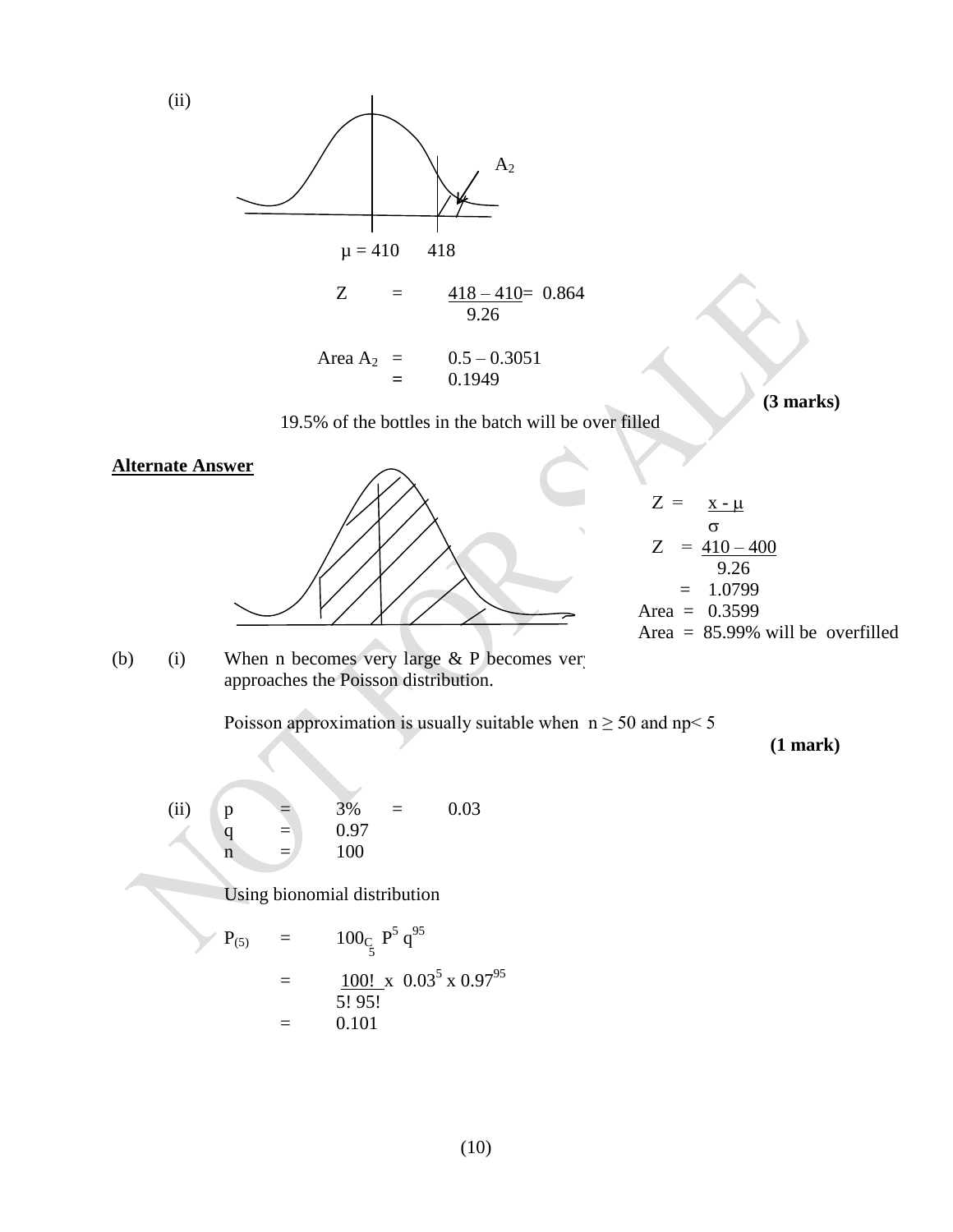(ii)

$\mu = 410 \quad 418$

$$Z = \frac{418 - 410}{9.26} = 0.864$$

$$\text{Area } A_2 = 0.5 - 0.3051$$
$$= 0.1949$$

**(3 marks)**

19.5% of the bottles in the batch will be over filled

**Alternate Answer**

$$Z = \frac{x - \mu}{\sigma}$$

$$Z = \frac{410 - 400}{9.26}$$

$$= 1.0799$$

Area = 0.3599

Area = 85.99% will be overfilled

(b) (i) When n becomes very large & P becomes ver approaches the Poisson distribution.

Poisson approximation is usually suitable when $n \geq 50$ and $np < 5$

**(1 mark)**

(ii) $p = 3\% = 0.03$

$q = 0.97$

$n = 100$

Using bionomial distribution

$$P_{(5)} = 100_{C_5} \, P^5 q^{95}$$

$$= \frac{100!}{5! \, 95!} \times 0.03^5 \times 0.97^{95}$$

$$= 0.101$$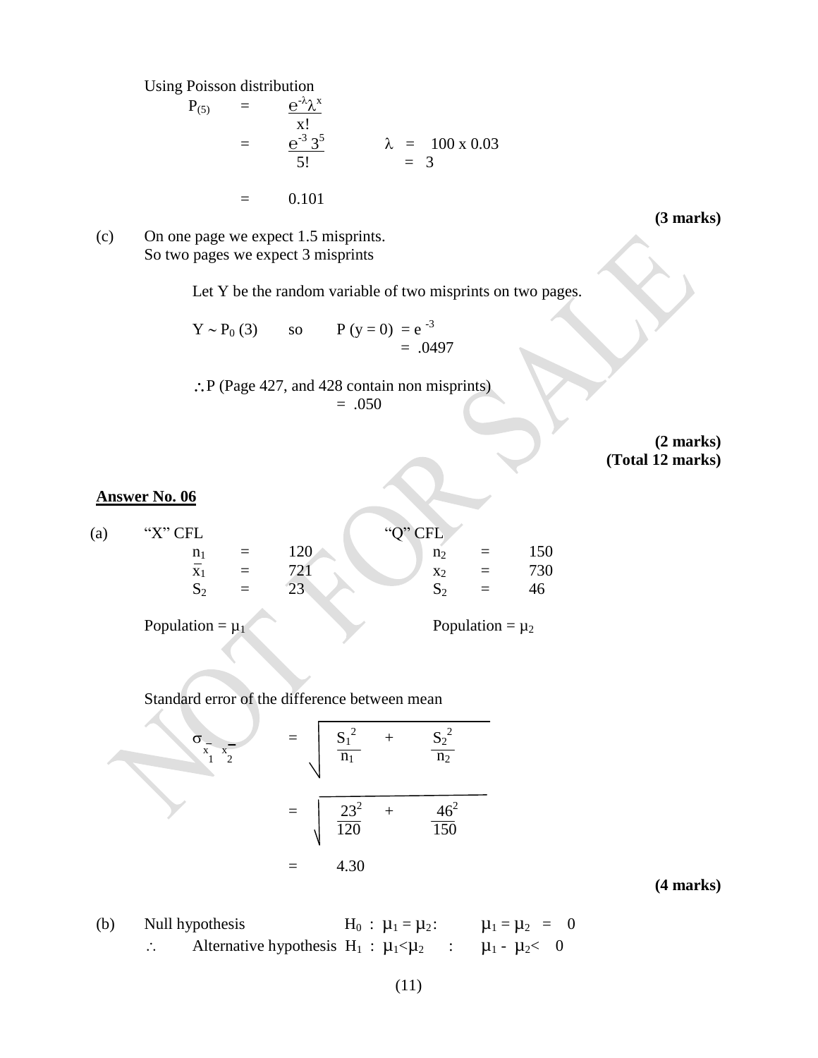Using Poisson distribution

$$P_{(5)} = \frac{e^{-\lambda}\lambda^{x}}{x!}$$

$$= \frac{e^{-3}\,3^{5}}{5!} \qquad \lambda = 100 \times 0.03 = 3$$

$$= 0.101$$

**(3 marks)**

(c) On one page we expect 1.5 misprints.
So two pages we expect 3 misprints

Let Y be the random variable of two misprints on two pages.

$Y \sim P_0\,(3)$ so $P\,(y = 0) = e^{-3}$
$= .0497$

$\therefore$ P (Page 427, and 428 contain non misprints)
$= .050$

**(2 marks)**
**(Total 12 marks)**

**Answer No. 06**

(a)

| "X" CFL | | | "Q" CFL | | |
|---|---|---|---|---|---|
| $n_1$ | = | 120 | $n_2$ | = | 150 |
| $\bar{x}_1$ | = | 721 | $x_2$ | = | 730 |
| $S_2$ | = | 23 | $S_2$ | = | 46 |

Population = $\mu_1$ Population = $\mu_2$

Standard error of the difference between mean

$$\sigma_{\bar{x}_1 \bar{x}_2} = \sqrt{\frac{S_1^2}{n_1} + \frac{S_2^2}{n_2}}$$

$$= \sqrt{\frac{23^2}{120} + \frac{46^2}{150}}$$

$$= 4.30$$

**(4 marks)**

(b) Null hypothesis $H_0 : \mu_1 = \mu_2 : \quad \mu_1 = \mu_2 = 0$

$\therefore$ Alternative hypothesis $H_1 : \mu_1 < \mu_2 \quad : \quad \mu_1 - \mu_2 < 0$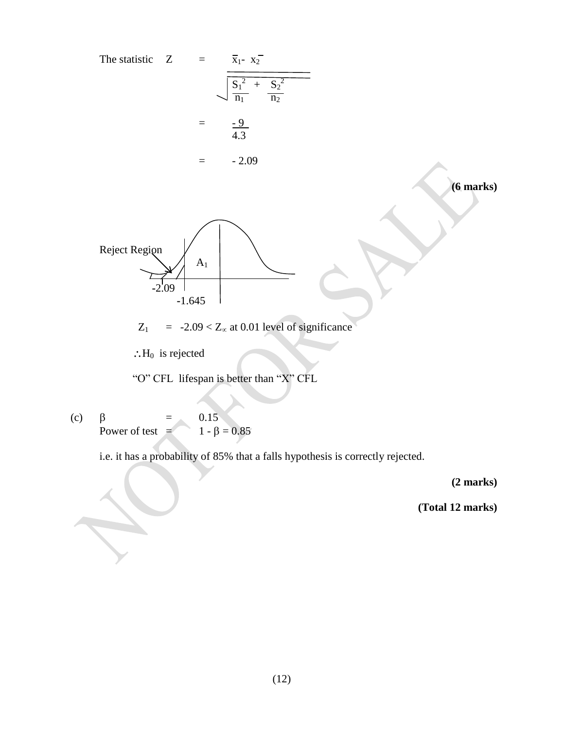The statistic $Z = \dfrac{\bar{x}_1 - \bar{x}_2}{\sqrt{\dfrac{S_1^2}{n_1} + \dfrac{S_2^2}{n_2}}}$

$= \dfrac{-9}{4.3}$

$= -2.09$

**(6 marks)**

Reject Region

$A_1$

-2.09

-1.645

$Z_1 = -2.09 < Z_\propto$ at 0.01 level of significance

$\therefore H_0$ is rejected

"O" CFL lifespan is better than "X" CFL

(c) $\beta = 0.15$

Power of test $= 1 - \beta = 0.85$

i.e. it has a probability of 85% that a falls hypothesis is correctly rejected.

**(2 marks)**

**(Total 12 marks)**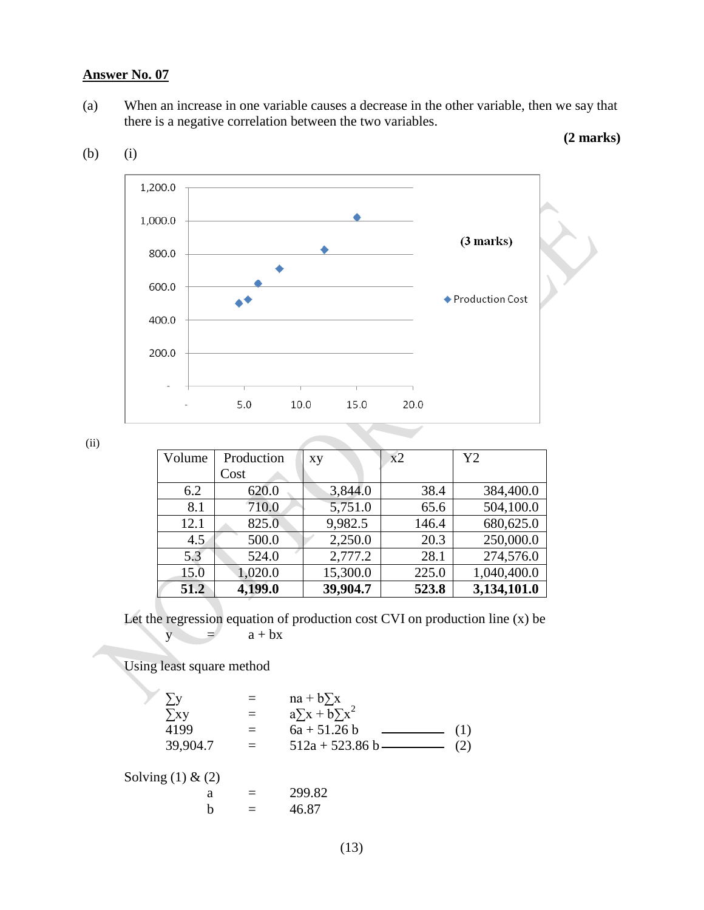**<u>Answer No. 07</u>**

(a) When an increase in one variable causes a decrease in the other variable, then we say that there is a negative correlation between the two variables.

**(2 marks)**

(b) (i)

**(3 marks)**

(ii)

| Volume | Production Cost | xy | x2 | Y2 |
|---|---|---|---|---|
| 6.2 | 620.0 | 3,844.0 | 38.4 | 384,400.0 |
| 8.1 | 710.0 | 5,751.0 | 65.6 | 504,100.0 |
| 12.1 | 825.0 | 9,982.5 | 146.4 | 680,625.0 |
| 4.5 | 500.0 | 2,250.0 | 20.3 | 250,000.0 |
| 5.3 | 524.0 | 2,777.2 | 28.1 | 274,576.0 |
| 15.0 | 1,020.0 | 15,300.0 | 225.0 | 1,040,400.0 |
| **51.2** | **4,199.0** | **39,904.7** | **523.8** | **3,134,101.0** |

Let the regression equation of production cost CVI on production line (x) be

$$y = a + bx$$

Using least square method

$$\sum y = na + b\sum x$$

$$\sum xy = a\sum x + b\sum x^2$$

$$4199 = 6a + 51.26\,b \qquad (1)$$

$$39{,}904.7 = 512a + 523.86\,b \qquad (2)$$

Solving (1) & (2)

$$a = 299.82$$

$$b = 46.87$$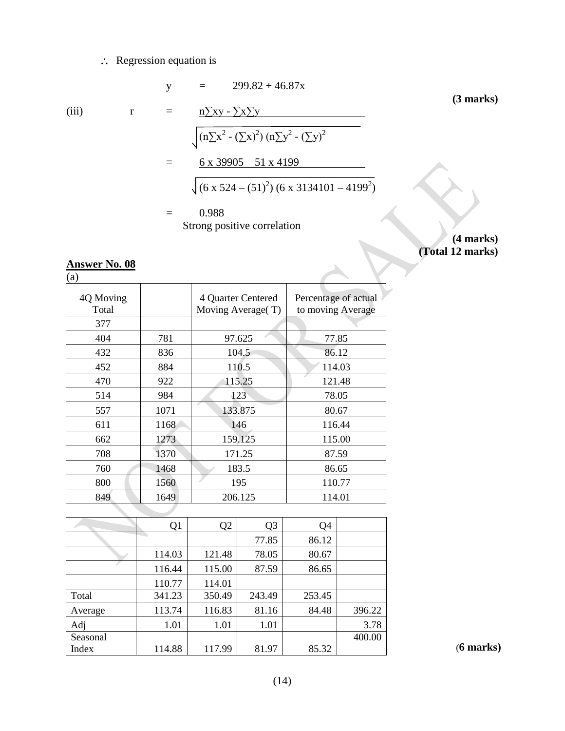$\therefore$ Regression equation is

$$y = 299.82 + 46.87x$$

**(3 marks)**

(iii)

$$r = \frac{n\sum xy - \sum x \sum y}{\sqrt{(n\sum x^2 - (\sum x)^2)\,(n\sum y^2 - (\sum y)^2}}$$

$$= \frac{6 \times 39905 - 51 \times 4199}{\sqrt{(6 \times 524 - (51)^2)\,(6 \times 3134101 - 4199^2)}}$$

$$= 0.988$$

Strong positive correlation

**(4 marks)**
**(Total 12 marks)**

## Answer No. 08

(a)

| 4Q Moving Total | | 4 Quarter Centered Moving Average( T) | Percentage of actual to moving Average |
|---|---|---|---|
| 377 | | | |
| 404 | 781 | 97.625 | 77.85 |
| 432 | 836 | 104.5 | 86.12 |
| 452 | 884 | 110.5 | 114.03 |
| 470 | 922 | 115.25 | 121.48 |
| 514 | 984 | 123 | 78.05 |
| 557 | 1071 | 133.875 | 80.67 |
| 611 | 1168 | 146 | 116.44 |
| 662 | 1273 | 159.125 | 115.00 |
| 708 | 1370 | 171.25 | 87.59 |
| 760 | 1468 | 183.5 | 86.65 |
| 800 | 1560 | 195 | 110.77 |
| 849 | 1649 | 206.125 | 114.01 |

| | Q1 | Q2 | Q3 | Q4 | |
|---|---|---|---|---|---|
| | | | 77.85 | 86.12 | |
| | 114.03 | 121.48 | 78.05 | 80.67 | |
| | 116.44 | 115.00 | 87.59 | 86.65 | |
| | 110.77 | 114.01 | | | |
| Total | 341.23 | 350.49 | 243.49 | 253.45 | |
| Average | 113.74 | 116.83 | 81.16 | 84.48 | 396.22 |
| Adj | 1.01 | 1.01 | 1.01 | | 3.78 |
| Seasonal Index | 114.88 | 117.99 | 81.97 | 85.32 | 400.00 |

**(6 marks)**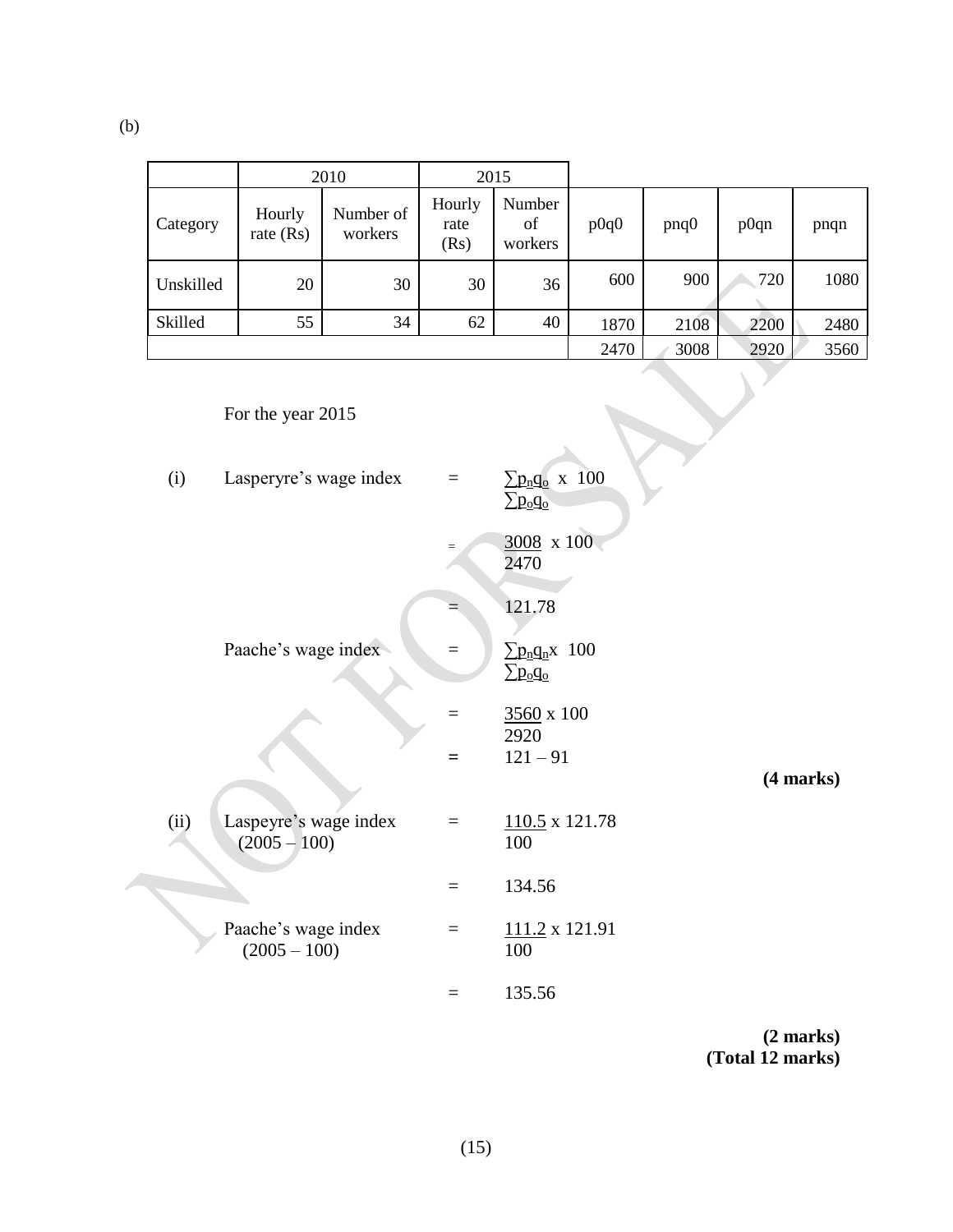(b)

| | 2010 | | 2015 | | | | | |
|---|---|---|---|---|---|---|---|---|
| Category | Hourly rate (Rs) | Number of workers | Hourly rate (Rs) | Number of workers | p0q0 | pnq0 | p0qn | pnqn |
| Unskilled | 20 | 30 | 30 | 36 | 600 | 900 | 720 | 1080 |
| Skilled | 55 | 34 | 62 | 40 | 1870 | 2108 | 2200 | 2480 |
| | | | | | 2470 | 3008 | 2920 | 3560 |

For the year 2015

(i) Lasperyre's wage index $= \dfrac{\sum p_n q_o}{\sum p_o q_o} \times 100$

$= \dfrac{3008}{2470} \times 100$

$= 121.78$

Paache's wage index $= \dfrac{\sum p_n q_n}{\sum p_o q_o} \times 100$

$= \dfrac{3560}{2920} \times 100$

$= 121 - 91$

**(4 marks)**

(ii) Laspeyre's wage index $(2005 - 100)$ $= \dfrac{110.5}{100} \times 121.78$

$= 134.56$

Paache's wage index $(2005 - 100)$ $= \dfrac{111.2}{100} \times 121.91$

$= 135.56$

**(2 marks)**
**(Total 12 marks)**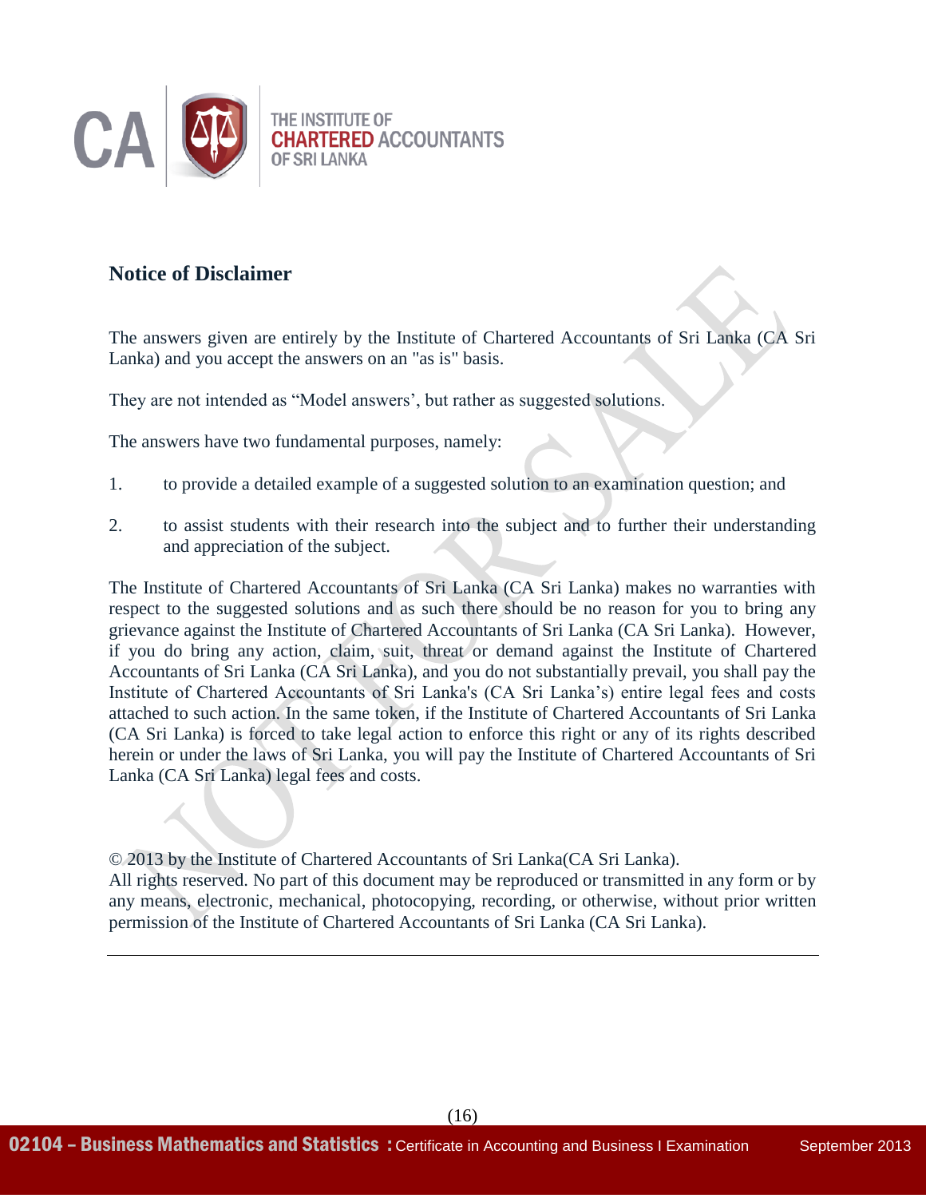THE INSTITUTE OF
CHARTERED ACCOUNTANTS
OF SRI LANKA

## Notice of Disclaimer

The answers given are entirely by the Institute of Chartered Accountants of Sri Lanka (CA Sri Lanka) and you accept the answers on an "as is" basis.

They are not intended as "Model answers', but rather as suggested solutions.

The answers have two fundamental purposes, namely:

1. to provide a detailed example of a suggested solution to an examination question; and

2. to assist students with their research into the subject and to further their understanding and appreciation of the subject.

The Institute of Chartered Accountants of Sri Lanka (CA Sri Lanka) makes no warranties with respect to the suggested solutions and as such there should be no reason for you to bring any grievance against the Institute of Chartered Accountants of Sri Lanka (CA Sri Lanka). However, if you do bring any action, claim, suit, threat or demand against the Institute of Chartered Accountants of Sri Lanka (CA Sri Lanka), and you do not substantially prevail, you shall pay the Institute of Chartered Accountants of Sri Lanka's (CA Sri Lanka's) entire legal fees and costs attached to such action. In the same token, if the Institute of Chartered Accountants of Sri Lanka (CA Sri Lanka) is forced to take legal action to enforce this right or any of its rights described herein or under the laws of Sri Lanka, you will pay the Institute of Chartered Accountants of Sri Lanka (CA Sri Lanka) legal fees and costs.

© 2013 by the Institute of Chartered Accountants of Sri Lanka(CA Sri Lanka).
All rights reserved. No part of this document may be reproduced or transmitted in any form or by any means, electronic, mechanical, photocopying, recording, or otherwise, without prior written permission of the Institute of Chartered Accountants of Sri Lanka (CA Sri Lanka).